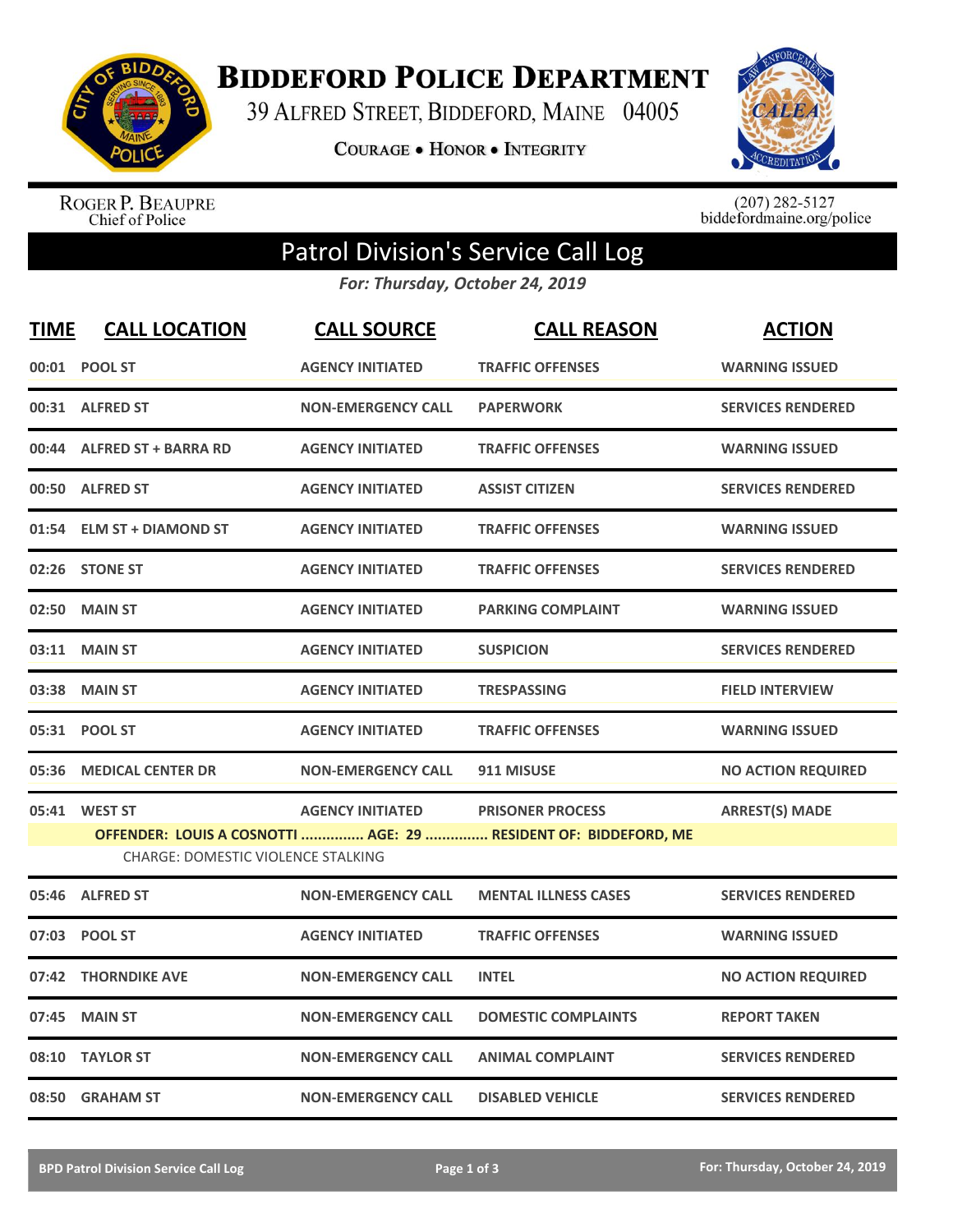# BIDDEFORD POLICE DEPARTMENT

39 ALFRED STREET, BIDDEFORD, MAINE 04005

COURAGE • HONOR • INTEGRITY

ROGER P. BEAUPRE
Chief of Police

(207) 282-5127
biddefordmaine.org/police

## Patrol Division's Service Call Log

*For: Thursday, October 24, 2019*

| TIME | CALL LOCATION | CALL SOURCE | CALL REASON | ACTION |
|---|---|---|---|---|
| 00:01 | POOL ST | AGENCY INITIATED | TRAFFIC OFFENSES | WARNING ISSUED |
| 00:31 | ALFRED ST | NON-EMERGENCY CALL | PAPERWORK | SERVICES RENDERED |
| 00:44 | ALFRED ST + BARRA RD | AGENCY INITIATED | TRAFFIC OFFENSES | WARNING ISSUED |
| 00:50 | ALFRED ST | AGENCY INITIATED | ASSIST CITIZEN | SERVICES RENDERED |
| 01:54 | ELM ST + DIAMOND ST | AGENCY INITIATED | TRAFFIC OFFENSES | WARNING ISSUED |
| 02:26 | STONE ST | AGENCY INITIATED | TRAFFIC OFFENSES | SERVICES RENDERED |
| 02:50 | MAIN ST | AGENCY INITIATED | PARKING COMPLAINT | WARNING ISSUED |
| 03:11 | MAIN ST | AGENCY INITIATED | SUSPICION | SERVICES RENDERED |
| 03:38 | MAIN ST | AGENCY INITIATED | TRESPASSING | FIELD INTERVIEW |
| 05:31 | POOL ST | AGENCY INITIATED | TRAFFIC OFFENSES | WARNING ISSUED |
| 05:36 | MEDICAL CENTER DR | NON-EMERGENCY CALL | 911 MISUSE | NO ACTION REQUIRED |
| 05:41 | WEST ST | AGENCY INITIATED | PRISONER PROCESS | ARREST(S) MADE |
| | OFFENDER: LOUIS A COSNOTTI ............... AGE: 29 ............... RESIDENT OF: BIDDEFORD, ME | | | |
| | CHARGE: DOMESTIC VIOLENCE STALKING | | | |
| 05:46 | ALFRED ST | NON-EMERGENCY CALL | MENTAL ILLNESS CASES | SERVICES RENDERED |
| 07:03 | POOL ST | AGENCY INITIATED | TRAFFIC OFFENSES | WARNING ISSUED |
| 07:42 | THORNDIKE AVE | NON-EMERGENCY CALL | INTEL | NO ACTION REQUIRED |
| 07:45 | MAIN ST | NON-EMERGENCY CALL | DOMESTIC COMPLAINTS | REPORT TAKEN |
| 08:10 | TAYLOR ST | NON-EMERGENCY CALL | ANIMAL COMPLAINT | SERVICES RENDERED |
| 08:50 | GRAHAM ST | NON-EMERGENCY CALL | DISABLED VEHICLE | SERVICES RENDERED |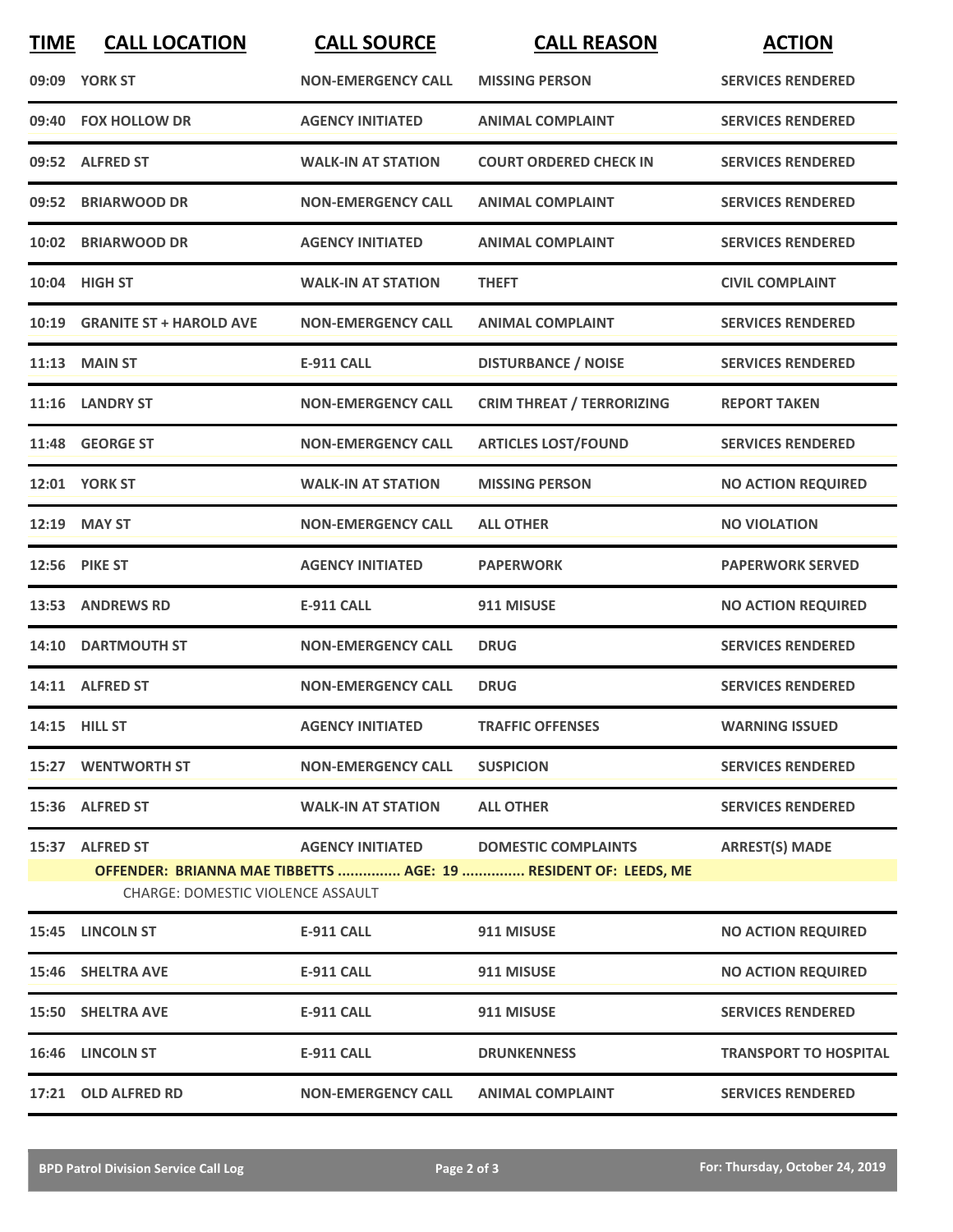| TIME | CALL LOCATION | CALL SOURCE | CALL REASON | ACTION |
|---|---|---|---|---|
| 09:09 | YORK ST | NON-EMERGENCY CALL | MISSING PERSON | SERVICES RENDERED |
| 09:40 | FOX HOLLOW DR | AGENCY INITIATED | ANIMAL COMPLAINT | SERVICES RENDERED |
| 09:52 | ALFRED ST | WALK-IN AT STATION | COURT ORDERED CHECK IN | SERVICES RENDERED |
| 09:52 | BRIARWOOD DR | NON-EMERGENCY CALL | ANIMAL COMPLAINT | SERVICES RENDERED |
| 10:02 | BRIARWOOD DR | AGENCY INITIATED | ANIMAL COMPLAINT | SERVICES RENDERED |
| 10:04 | HIGH ST | WALK-IN AT STATION | THEFT | CIVIL COMPLAINT |
| 10:19 | GRANITE ST + HAROLD AVE | NON-EMERGENCY CALL | ANIMAL COMPLAINT | SERVICES RENDERED |
| 11:13 | MAIN ST | E-911 CALL | DISTURBANCE / NOISE | SERVICES RENDERED |
| 11:16 | LANDRY ST | NON-EMERGENCY CALL | CRIM THREAT / TERRORIZING | REPORT TAKEN |
| 11:48 | GEORGE ST | NON-EMERGENCY CALL | ARTICLES LOST/FOUND | SERVICES RENDERED |
| 12:01 | YORK ST | WALK-IN AT STATION | MISSING PERSON | NO ACTION REQUIRED |
| 12:19 | MAY ST | NON-EMERGENCY CALL | ALL OTHER | NO VIOLATION |
| 12:56 | PIKE ST | AGENCY INITIATED | PAPERWORK | PAPERWORK SERVED |
| 13:53 | ANDREWS RD | E-911 CALL | 911 MISUSE | NO ACTION REQUIRED |
| 14:10 | DARTMOUTH ST | NON-EMERGENCY CALL | DRUG | SERVICES RENDERED |
| 14:11 | ALFRED ST | NON-EMERGENCY CALL | DRUG | SERVICES RENDERED |
| 14:15 | HILL ST | AGENCY INITIATED | TRAFFIC OFFENSES | WARNING ISSUED |
| 15:27 | WENTWORTH ST | NON-EMERGENCY CALL | SUSPICION | SERVICES RENDERED |
| 15:36 | ALFRED ST | WALK-IN AT STATION | ALL OTHER | SERVICES RENDERED |
| 15:37 | ALFRED ST | AGENCY INITIATED | DOMESTIC COMPLAINTS | ARREST(S) MADE |
| | OFFENDER: BRIANNA MAE TIBBETTS ............... AGE: 19 ............... RESIDENT OF: LEEDS, ME | | | |
| | CHARGE: DOMESTIC VIOLENCE ASSAULT | | | |
| 15:45 | LINCOLN ST | E-911 CALL | 911 MISUSE | NO ACTION REQUIRED |
| 15:46 | SHELTRA AVE | E-911 CALL | 911 MISUSE | NO ACTION REQUIRED |
| 15:50 | SHELTRA AVE | E-911 CALL | 911 MISUSE | SERVICES RENDERED |
| 16:46 | LINCOLN ST | E-911 CALL | DRUNKENNESS | TRANSPORT TO HOSPITAL |
| 17:21 | OLD ALFRED RD | NON-EMERGENCY CALL | ANIMAL COMPLAINT | SERVICES RENDERED |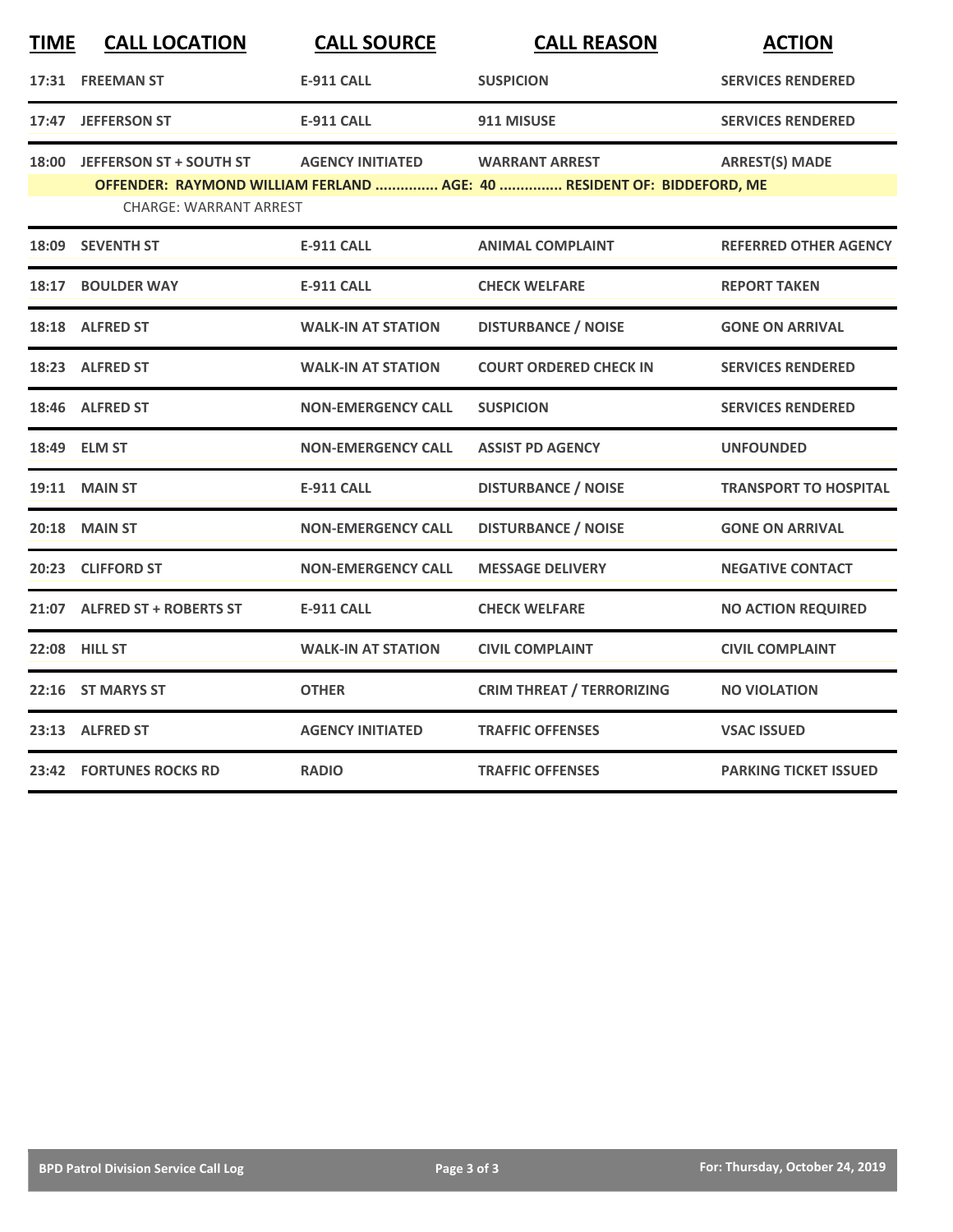| TIME | CALL LOCATION | CALL SOURCE | CALL REASON | ACTION |
|---|---|---|---|---|
| 17:31 | FREEMAN ST | E-911 CALL | SUSPICION | SERVICES RENDERED |
| 17:47 | JEFFERSON ST | E-911 CALL | 911 MISUSE | SERVICES RENDERED |
| 18:00 | JEFFERSON ST + SOUTH ST | AGENCY INITIATED | WARRANT ARREST | ARREST(S) MADE |
| | OFFENDER: RAYMOND WILLIAM FERLAND ............... AGE: 40 ............... RESIDENT OF: BIDDEFORD, ME | | | |
| | CHARGE: WARRANT ARREST | | | |
| 18:09 | SEVENTH ST | E-911 CALL | ANIMAL COMPLAINT | REFERRED OTHER AGENCY |
| 18:17 | BOULDER WAY | E-911 CALL | CHECK WELFARE | REPORT TAKEN |
| 18:18 | ALFRED ST | WALK-IN AT STATION | DISTURBANCE / NOISE | GONE ON ARRIVAL |
| 18:23 | ALFRED ST | WALK-IN AT STATION | COURT ORDERED CHECK IN | SERVICES RENDERED |
| 18:46 | ALFRED ST | NON-EMERGENCY CALL | SUSPICION | SERVICES RENDERED |
| 18:49 | ELM ST | NON-EMERGENCY CALL | ASSIST PD AGENCY | UNFOUNDED |
| 19:11 | MAIN ST | E-911 CALL | DISTURBANCE / NOISE | TRANSPORT TO HOSPITAL |
| 20:18 | MAIN ST | NON-EMERGENCY CALL | DISTURBANCE / NOISE | GONE ON ARRIVAL |
| 20:23 | CLIFFORD ST | NON-EMERGENCY CALL | MESSAGE DELIVERY | NEGATIVE CONTACT |
| 21:07 | ALFRED ST + ROBERTS ST | E-911 CALL | CHECK WELFARE | NO ACTION REQUIRED |
| 22:08 | HILL ST | WALK-IN AT STATION | CIVIL COMPLAINT | CIVIL COMPLAINT |
| 22:16 | ST MARYS ST | OTHER | CRIM THREAT / TERRORIZING | NO VIOLATION |
| 23:13 | ALFRED ST | AGENCY INITIATED | TRAFFIC OFFENSES | VSAC ISSUED |
| 23:42 | FORTUNES ROCKS RD | RADIO | TRAFFIC OFFENSES | PARKING TICKET ISSUED |